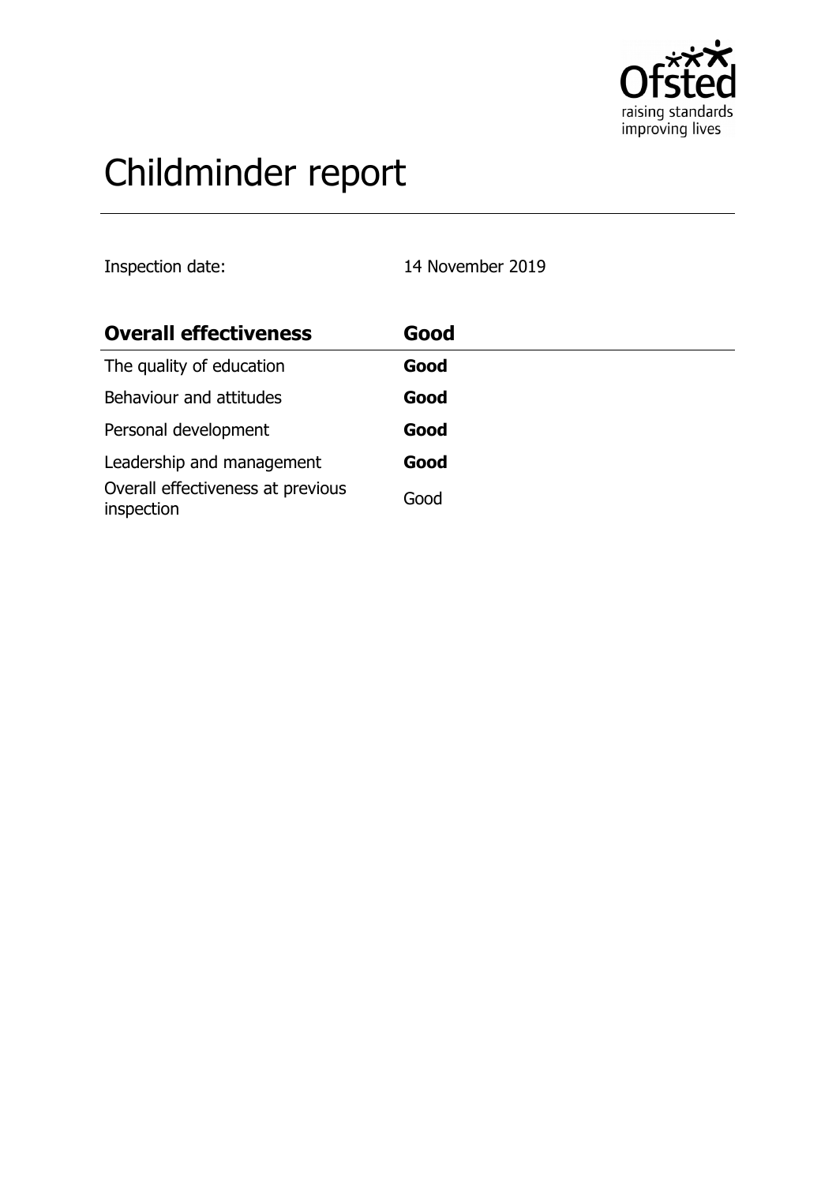# Childminder report

Inspection date: 14 November 2019

| Overall effectiveness | Good |
| --- | --- |
| The quality of education | **Good** |
| Behaviour and attitudes | **Good** |
| Personal development | **Good** |
| Leadership and management | **Good** |
| Overall effectiveness at previous inspection | Good |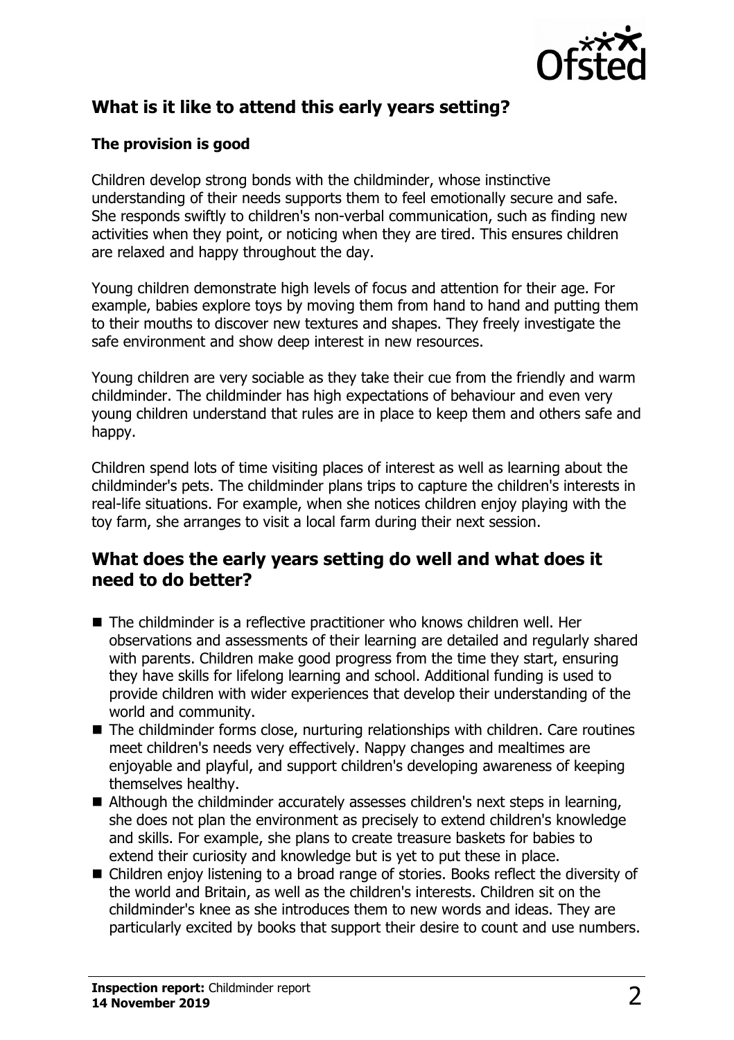## What is it like to attend this early years setting?

### The provision is good

Children develop strong bonds with the childminder, whose instinctive understanding of their needs supports them to feel emotionally secure and safe. She responds swiftly to children's non-verbal communication, such as finding new activities when they point, or noticing when they are tired. This ensures children are relaxed and happy throughout the day.

Young children demonstrate high levels of focus and attention for their age. For example, babies explore toys by moving them from hand to hand and putting them to their mouths to discover new textures and shapes. They freely investigate the safe environment and show deep interest in new resources.

Young children are very sociable as they take their cue from the friendly and warm childminder. The childminder has high expectations of behaviour and even very young children understand that rules are in place to keep them and others safe and happy.

Children spend lots of time visiting places of interest as well as learning about the childminder's pets. The childminder plans trips to capture the children's interests in real-life situations. For example, when she notices children enjoy playing with the toy farm, she arranges to visit a local farm during their next session.

## What does the early years setting do well and what does it need to do better?

- The childminder is a reflective practitioner who knows children well. Her observations and assessments of their learning are detailed and regularly shared with parents. Children make good progress from the time they start, ensuring they have skills for lifelong learning and school. Additional funding is used to provide children with wider experiences that develop their understanding of the world and community.
- The childminder forms close, nurturing relationships with children. Care routines meet children's needs very effectively. Nappy changes and mealtimes are enjoyable and playful, and support children's developing awareness of keeping themselves healthy.
- Although the childminder accurately assesses children's next steps in learning, she does not plan the environment as precisely to extend children's knowledge and skills. For example, she plans to create treasure baskets for babies to extend their curiosity and knowledge but is yet to put these in place.
- Children enjoy listening to a broad range of stories. Books reflect the diversity of the world and Britain, as well as the children's interests. Children sit on the childminder's knee as she introduces them to new words and ideas. They are particularly excited by books that support their desire to count and use numbers.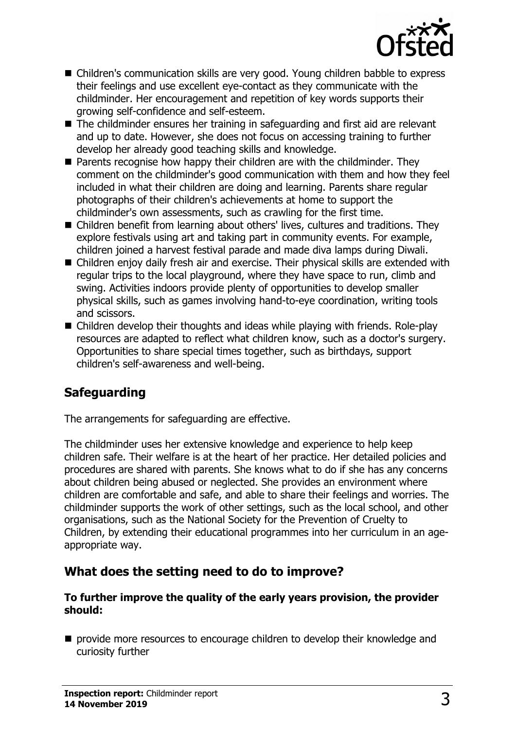- Children's communication skills are very good. Young children babble to express their feelings and use excellent eye-contact as they communicate with the childminder. Her encouragement and repetition of key words supports their growing self-confidence and self-esteem.
- The childminder ensures her training in safeguarding and first aid are relevant and up to date. However, she does not focus on accessing training to further develop her already good teaching skills and knowledge.
- Parents recognise how happy their children are with the childminder. They comment on the childminder's good communication with them and how they feel included in what their children are doing and learning. Parents share regular photographs of their children's achievements at home to support the childminder's own assessments, such as crawling for the first time.
- Children benefit from learning about others' lives, cultures and traditions. They explore festivals using art and taking part in community events. For example, children joined a harvest festival parade and made diva lamps during Diwali.
- Children enjoy daily fresh air and exercise. Their physical skills are extended with regular trips to the local playground, where they have space to run, climb and swing. Activities indoors provide plenty of opportunities to develop smaller physical skills, such as games involving hand-to-eye coordination, writing tools and scissors.
- Children develop their thoughts and ideas while playing with friends. Role-play resources are adapted to reflect what children know, such as a doctor's surgery. Opportunities to share special times together, such as birthdays, support children's self-awareness and well-being.

## Safeguarding

The arrangements for safeguarding are effective.

The childminder uses her extensive knowledge and experience to help keep children safe. Their welfare is at the heart of her practice. Her detailed policies and procedures are shared with parents. She knows what to do if she has any concerns about children being abused or neglected. She provides an environment where children are comfortable and safe, and able to share their feelings and worries. The childminder supports the work of other settings, such as the local school, and other organisations, such as the National Society for the Prevention of Cruelty to Children, by extending their educational programmes into her curriculum in an age-appropriate way.

## What does the setting need to do to improve?

**To further improve the quality of the early years provision, the provider should:**

- provide more resources to encourage children to develop their knowledge and curiosity further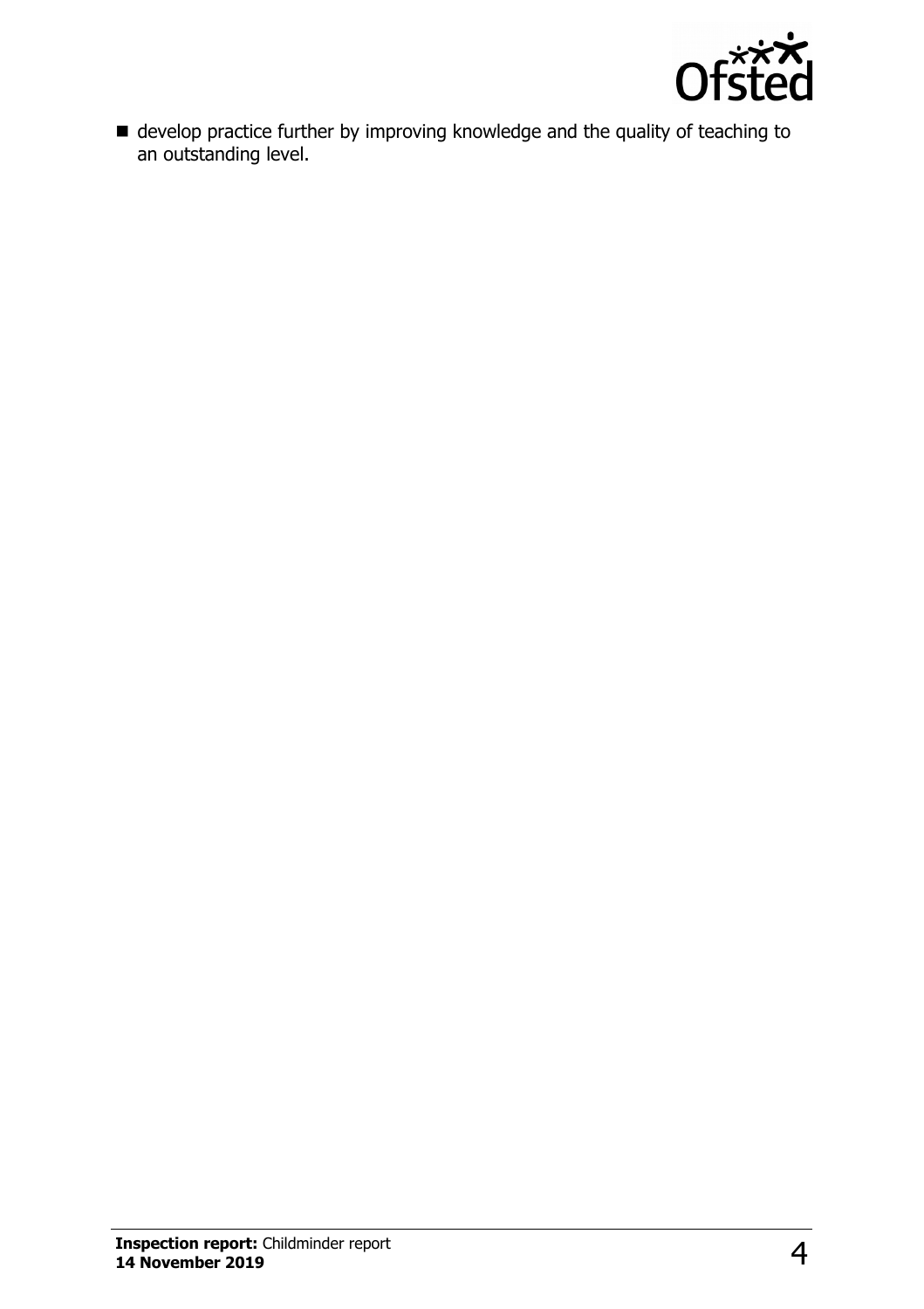- develop practice further by improving knowledge and the quality of teaching to an outstanding level.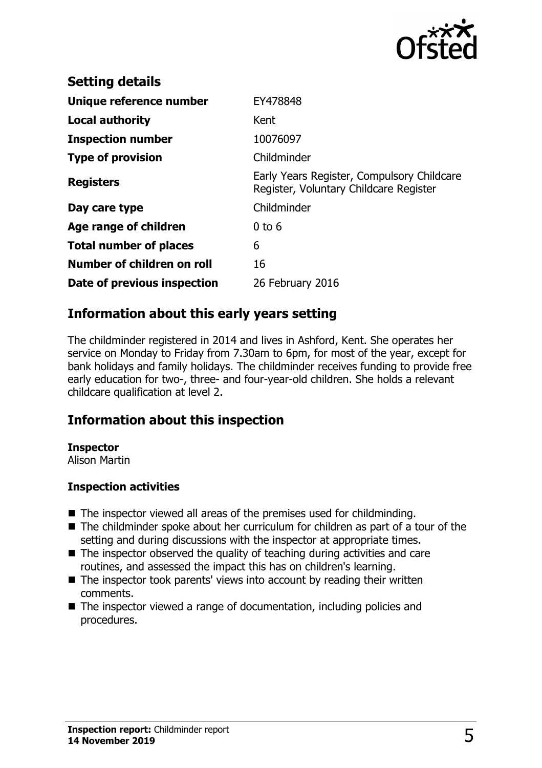## Setting details

| | |
|---|---|
| **Unique reference number** | EY478848 |
| **Local authority** | Kent |
| **Inspection number** | 10076097 |
| **Type of provision** | Childminder |
| **Registers** | Early Years Register, Compulsory Childcare Register, Voluntary Childcare Register |
| **Day care type** | Childminder |
| **Age range of children** | 0 to 6 |
| **Total number of places** | 6 |
| **Number of children on roll** | 16 |
| **Date of previous inspection** | 26 February 2016 |

## Information about this early years setting

The childminder registered in 2014 and lives in Ashford, Kent. She operates her service on Monday to Friday from 7.30am to 6pm, for most of the year, except for bank holidays and family holidays. The childminder receives funding to provide free early education for two-, three- and four-year-old children. She holds a relevant childcare qualification at level 2.

## Information about this inspection

**Inspector**
Alison Martin

### Inspection activities

- The inspector viewed all areas of the premises used for childminding.
- The childminder spoke about her curriculum for children as part of a tour of the setting and during discussions with the inspector at appropriate times.
- The inspector observed the quality of teaching during activities and care routines, and assessed the impact this has on children's learning.
- The inspector took parents' views into account by reading their written comments.
- The inspector viewed a range of documentation, including policies and procedures.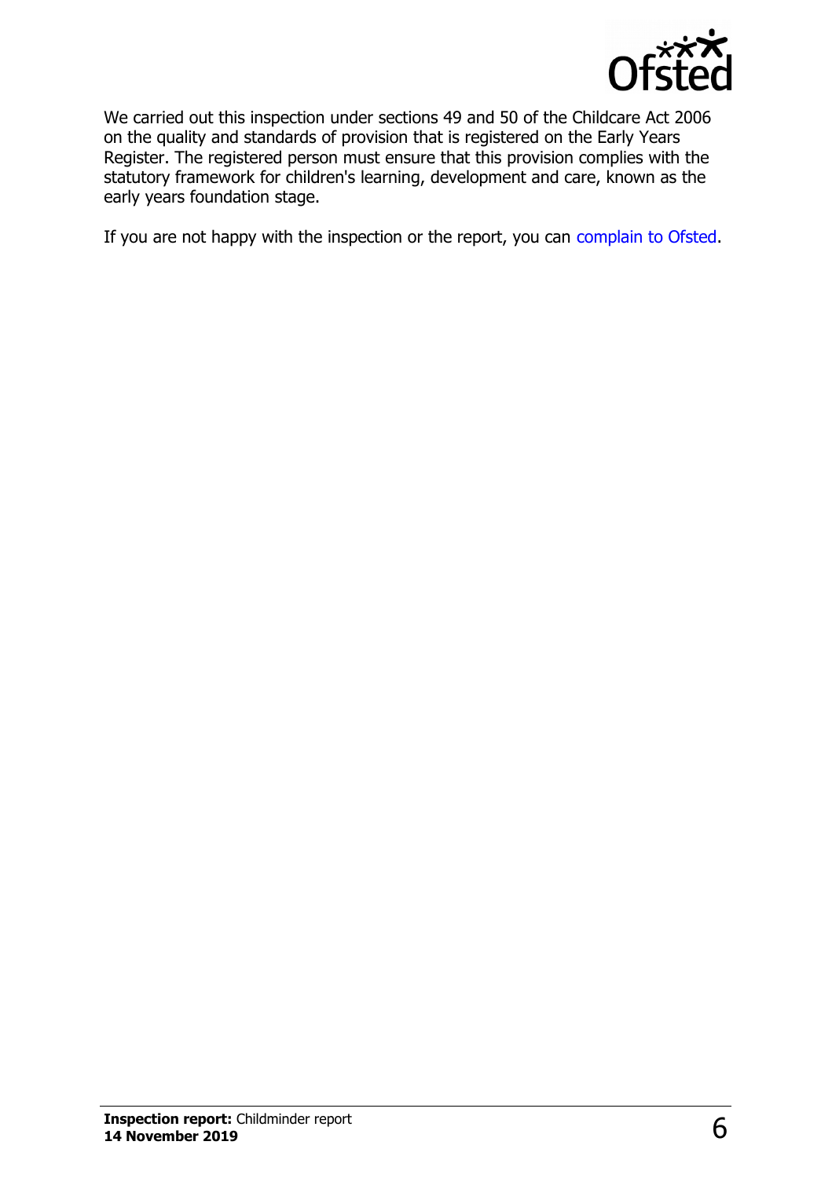We carried out this inspection under sections 49 and 50 of the Childcare Act 2006 on the quality and standards of provision that is registered on the Early Years Register. The registered person must ensure that this provision complies with the statutory framework for children's learning, development and care, known as the early years foundation stage.

If you are not happy with the inspection or the report, you can complain to Ofsted.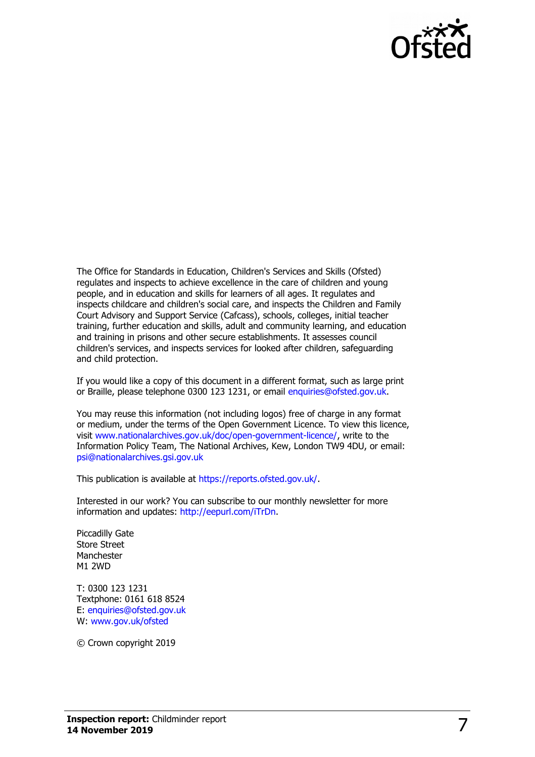The Office for Standards in Education, Children's Services and Skills (Ofsted) regulates and inspects to achieve excellence in the care of children and young people, and in education and skills for learners of all ages. It regulates and inspects childcare and children's social care, and inspects the Children and Family Court Advisory and Support Service (Cafcass), schools, colleges, initial teacher training, further education and skills, adult and community learning, and education and training in prisons and other secure establishments. It assesses council children's services, and inspects services for looked after children, safeguarding and child protection.

If you would like a copy of this document in a different format, such as large print or Braille, please telephone 0300 123 1231, or email enquiries@ofsted.gov.uk.

You may reuse this information (not including logos) free of charge in any format or medium, under the terms of the Open Government Licence. To view this licence, visit www.nationalarchives.gov.uk/doc/open-government-licence/, write to the Information Policy Team, The National Archives, Kew, London TW9 4DU, or email: psi@nationalarchives.gsi.gov.uk

This publication is available at https://reports.ofsted.gov.uk/.

Interested in our work? You can subscribe to our monthly newsletter for more information and updates: http://eepurl.com/iTrDn.

Piccadilly Gate
Store Street
Manchester
M1 2WD

T: 0300 123 1231
Textphone: 0161 618 8524
E: enquiries@ofsted.gov.uk
W: www.gov.uk/ofsted

© Crown copyright 2019